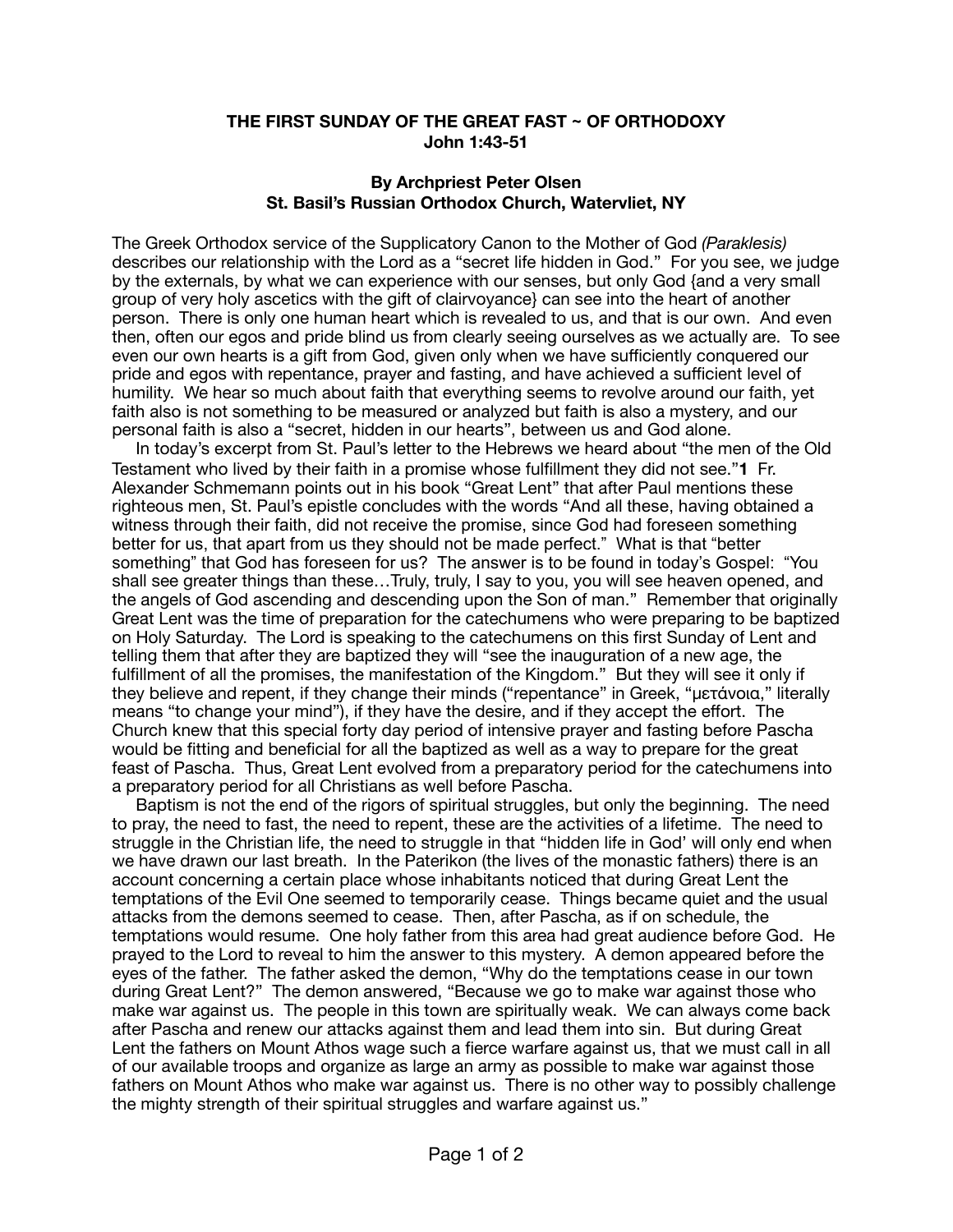**THE FIRST SUNDAY OF THE GREAT FAST ~ OF ORTHODOXY**
**John 1:43-51**

**By Archpriest Peter Olsen**
**St. Basil's Russian Orthodox Church, Watervliet, NY**

The Greek Orthodox service of the Supplicatory Canon to the Mother of God *(Paraklesis)* describes our relationship with the Lord as a "secret life hidden in God." For you see, we judge by the externals, by what we can experience with our senses, but only God {and a very small group of very holy ascetics with the gift of clairvoyance} can see into the heart of another person. There is only one human heart which is revealed to us, and that is our own. And even then, often our egos and pride blind us from clearly seeing ourselves as we actually are. To see even our own hearts is a gift from God, given only when we have sufficiently conquered our pride and egos with repentance, prayer and fasting, and have achieved a sufficient level of humility. We hear so much about faith that everything seems to revolve around our faith, yet faith also is not something to be measured or analyzed but faith is also a mystery, and our personal faith is also a "secret, hidden in our hearts", between us and God alone.

In today's excerpt from St. Paul's letter to the Hebrews we heard about "the men of the Old Testament who lived by their faith in a promise whose fulfillment they did not see."[1] Fr. Alexander Schmemann points out in his book "Great Lent" that after Paul mentions these righteous men, St. Paul's epistle concludes with the words "And all these, having obtained a witness through their faith, did not receive the promise, since God had foreseen something better for us, that apart from us they should not be made perfect." What is that "better something" that God has foreseen for us? The answer is to be found in today's Gospel: "You shall see greater things than these…Truly, truly, I say to you, you will see heaven opened, and the angels of God ascending and descending upon the Son of man." Remember that originally Great Lent was the time of preparation for the catechumens who were preparing to be baptized on Holy Saturday. The Lord is speaking to the catechumens on this first Sunday of Lent and telling them that after they are baptized they will "see the inauguration of a new age, the fulfillment of all the promises, the manifestation of the Kingdom." But they will see it only if they believe and repent, if they change their minds ("repentance" in Greek, "μετάνοια," literally means "to change your mind"), if they have the desire, and if they accept the effort. The Church knew that this special forty day period of intensive prayer and fasting before Pascha would be fitting and beneficial for all the baptized as well as a way to prepare for the great feast of Pascha. Thus, Great Lent evolved from a preparatory period for the catechumens into a preparatory period for all Christians as well before Pascha.

Baptism is not the end of the rigors of spiritual struggles, but only the beginning. The need to pray, the need to fast, the need to repent, these are the activities of a lifetime. The need to struggle in the Christian life, the need to struggle in that "hidden life in God' will only end when we have drawn our last breath. In the Paterikon (the lives of the monastic fathers) there is an account concerning a certain place whose inhabitants noticed that during Great Lent the temptations of the Evil One seemed to temporarily cease. Things became quiet and the usual attacks from the demons seemed to cease. Then, after Pascha, as if on schedule, the temptations would resume. One holy father from this area had great audience before God. He prayed to the Lord to reveal to him the answer to this mystery. A demon appeared before the eyes of the father. The father asked the demon, "Why do the temptations cease in our town during Great Lent?" The demon answered, "Because we go to make war against those who make war against us. The people in this town are spiritually weak. We can always come back after Pascha and renew our attacks against them and lead them into sin. But during Great Lent the fathers on Mount Athos wage such a fierce warfare against us, that we must call in all of our available troops and organize as large an army as possible to make war against those fathers on Mount Athos who make war against us. There is no other way to possibly challenge the mighty strength of their spiritual struggles and warfare against us."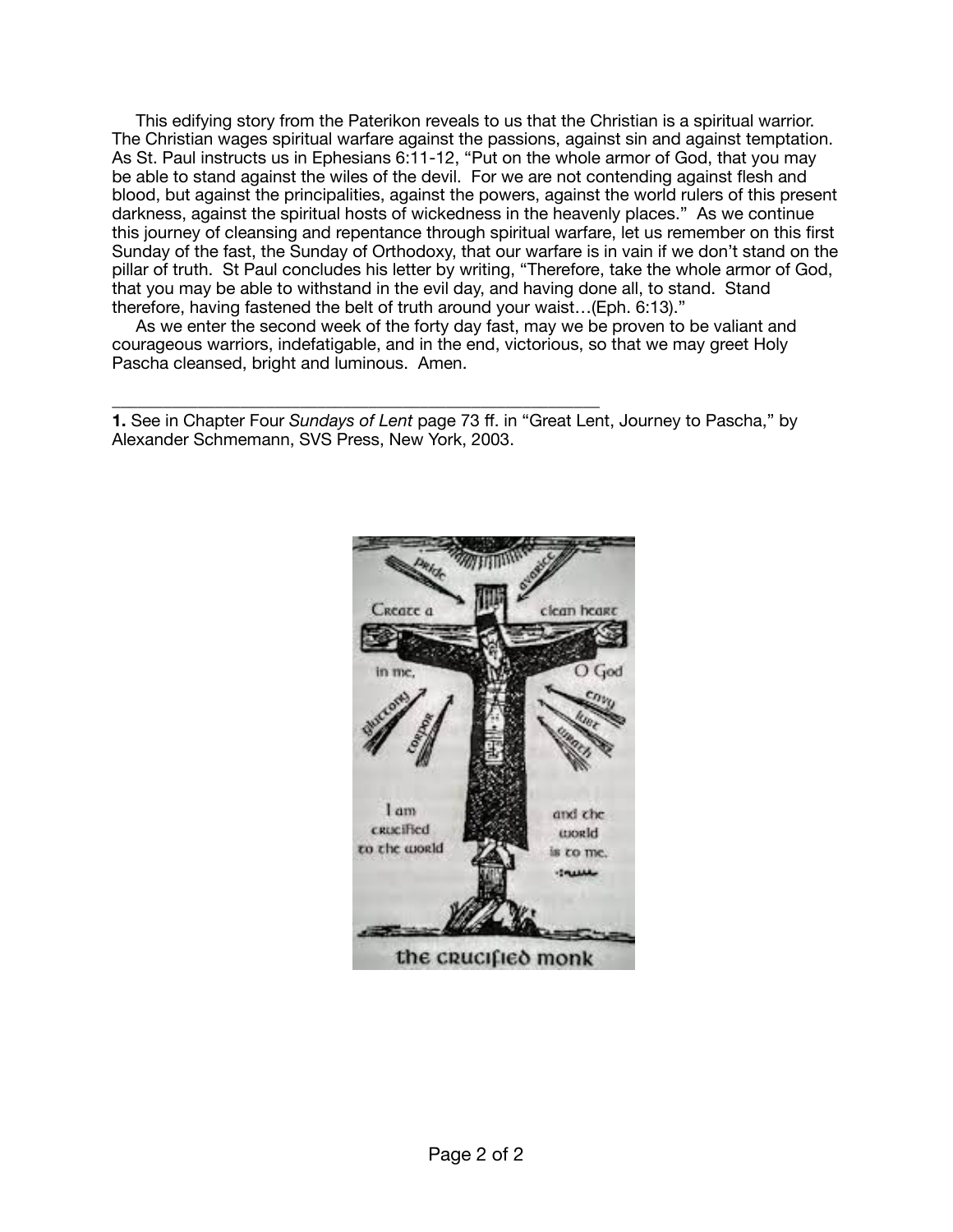This edifying story from the Paterikon reveals to us that the Christian is a spiritual warrior. The Christian wages spiritual warfare against the passions, against sin and against temptation. As St. Paul instructs us in Ephesians 6:11-12, "Put on the whole armor of God, that you may be able to stand against the wiles of the devil. For we are not contending against flesh and blood, but against the principalities, against the powers, against the world rulers of this present darkness, against the spiritual hosts of wickedness in the heavenly places." As we continue this journey of cleansing and repentance through spiritual warfare, let us remember on this first Sunday of the fast, the Sunday of Orthodoxy, that our warfare is in vain if we don't stand on the pillar of truth. St Paul concludes his letter by writing, "Therefore, take the whole armor of God, that you may be able to withstand in the evil day, and having done all, to stand. Stand therefore, having fastened the belt of truth around your waist…(Eph. 6:13)."

As we enter the second week of the forty day fast, may we be proven to be valiant and courageous warriors, indefatigable, and in the end, victorious, so that we may greet Holy Pascha cleansed, bright and luminous. Amen.

---

**1.** See in Chapter Four *Sundays of Lent* page 73 ff. in "Great Lent, Journey to Pascha," by Alexander Schmemann, SVS Press, New York, 2003.

pride
avarice
Create a clean heart in me, O God
gluttony
torpor
envy
lust
wrath
I am crucified to the world and the world is to me.

the crucified monk